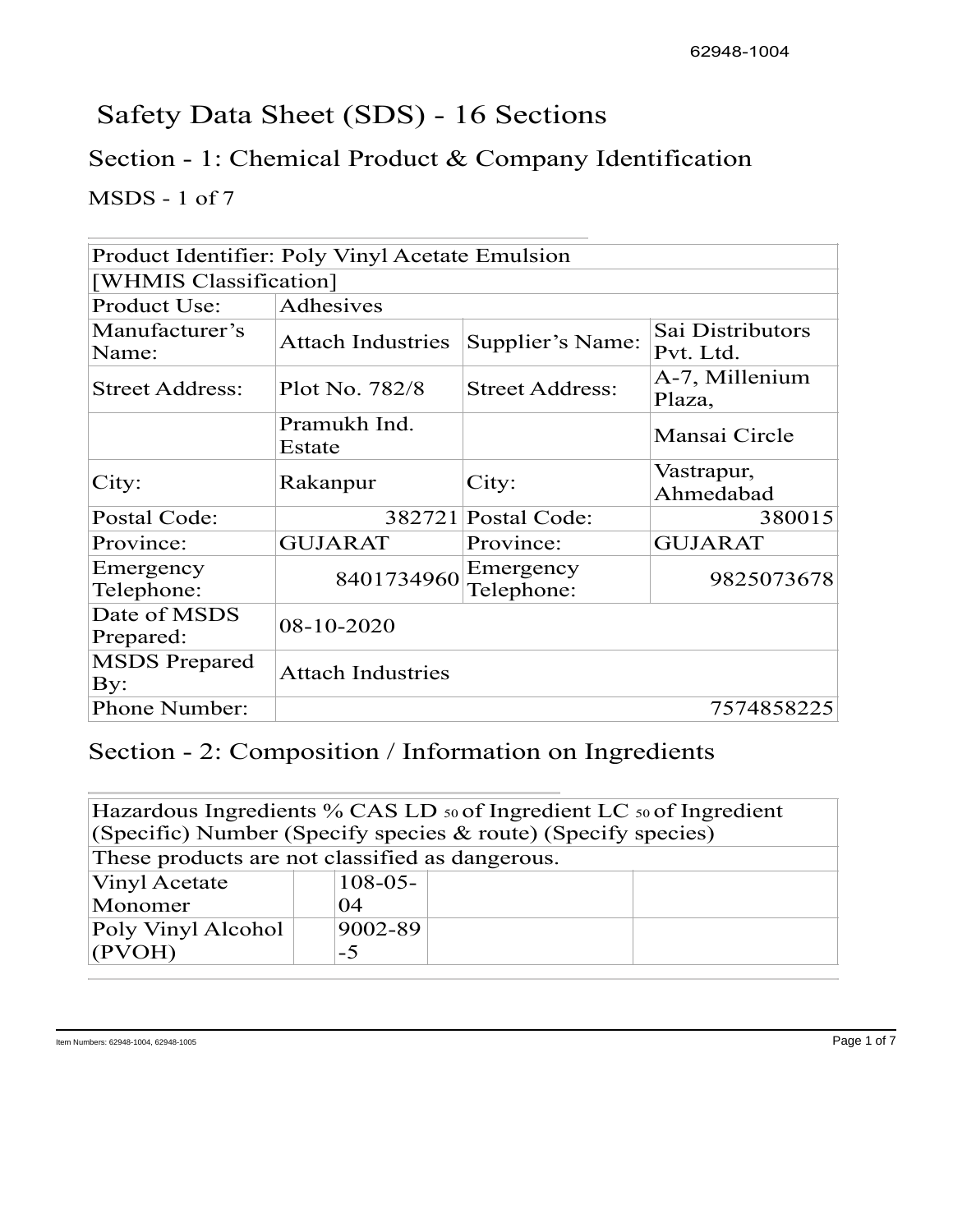# Safety Data Sheet (SDS) - 16 Sections

## Section - 1: Chemical Product & Company Identification

MSDS - 1 of 7

| | | | |
|---|---|---|---|
| Product Identifier: Poly Vinyl Acetate Emulsion | | | |
| [WHMIS Classification] | | | |
| Product Use: | Adhesives | | |
| Manufacturer's Name: | Attach Industries | Supplier's Name: | Sai Distributors Pvt. Ltd. |
| Street Address: | Plot No. 782/8 | Street Address: | A-7, Millenium Plaza, |
| | Pramukh Ind. Estate | | Mansai Circle |
| City: | Rakanpur | City: | Vastrapur, Ahmedabad |
| Postal Code: | 382721 | Postal Code: | 380015 |
| Province: | GUJARAT | Province: | GUJARAT |
| Emergency Telephone: | 8401734960 | Emergency Telephone: | 9825073678 |
| Date of MSDS Prepared: | 08-10-2020 | | |
| MSDS Prepared By: | Attach Industries | | |
| Phone Number: | 7574858225 | | |

## Section - 2: Composition / Information on Ingredients

| Hazardous Ingredients (Specific) | % | CAS Number | $LD_{50}$ of Ingredient (Specify species & route) | $LC_{50}$ of Ingredient (Specify species) |
|---|---|---|---|---|
| These products are not classified as dangerous. | | | | |
| Vinyl Acetate Monomer | | 108-05-04 | | |
| Poly Vinyl Alcohol (PVOH) | | 9002-89-5 | | |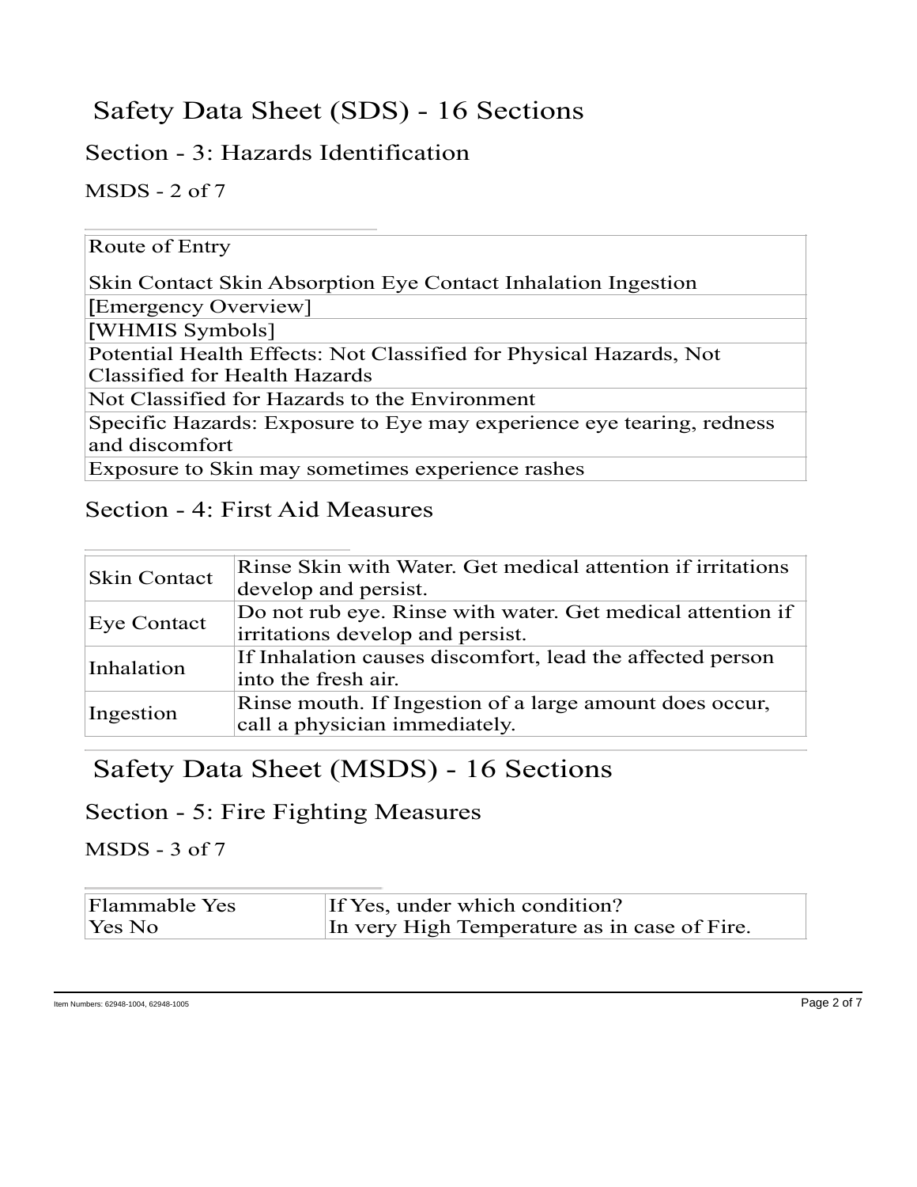# Safety Data Sheet (SDS) - 16 Sections

## Section - 3: Hazards Identification

MSDS - 2 of 7

| |
|---|
| Route of Entry<br><br>Skin Contact Skin Absorption Eye Contact Inhalation Ingestion |
| [Emergency Overview] |
| [WHMIS Symbols] |
| Potential Health Effects: Not Classified for Physical Hazards, Not Classified for Health Hazards |
| Not Classified for Hazards to the Environment |
| Specific Hazards: Exposure to Eye may experience eye tearing, redness and discomfort |
| Exposure to Skin may sometimes experience rashes |

## Section - 4: First Aid Measures

| | |
|---|---|
| Skin Contact | Rinse Skin with Water. Get medical attention if irritations develop and persist. |
| Eye Contact | Do not rub eye. Rinse with water. Get medical attention if irritations develop and persist. |
| Inhalation | If Inhalation causes discomfort, lead the affected person into the fresh air. |
| Ingestion | Rinse mouth. If Ingestion of a large amount does occur, call a physician immediately. |

# Safety Data Sheet (MSDS) - 16 Sections

## Section - 5: Fire Fighting Measures

MSDS - 3 of 7

| | |
|---|---|
| Flammable Yes<br>Yes No | If Yes, under which condition?<br>In very High Temperature as in case of Fire. |

Item Numbers: 62948-1004, 62948-1005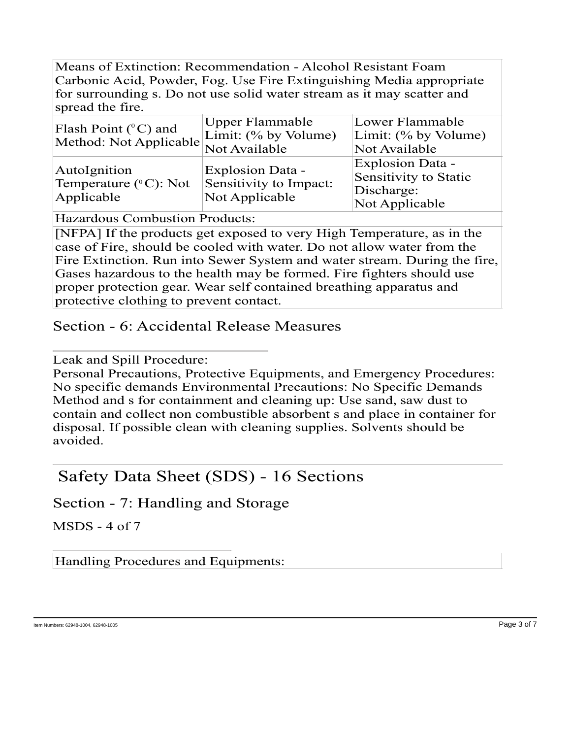| | | |
|---|---|---|
| Means of Extinction: Recommendation - Alcohol Resistant Foam Carbonic Acid, Powder, Fog. Use Fire Extinguishing Media appropriate for surrounding s. Do not use solid water stream as it may scatter and spread the fire. | | |
| Flash Point ($^{0}$C) and Method: Not Applicable | Upper Flammable Limit: (% by Volume) Not Available | Lower Flammable Limit: (% by Volume) Not Available |
| AutoIgnition Temperature ($^{0}$C): Not Applicable | Explosion Data - Sensitivity to Impact: Not Applicable | Explosion Data - Sensitivity to Static Discharge: Not Applicable |
| Hazardous Combustion Products: | | |
| [NFPA] If the products get exposed to very High Temperature, as in the case of Fire, should be cooled with water. Do not allow water from the Fire Extinction. Run into Sewer System and water stream. During the fire, Gases hazardous to the health may be formed. Fire fighters should use proper protection gear. Wear self contained breathing apparatus and protective clothing to prevent contact. | | |

## Section - 6: Accidental Release Measures

Leak and Spill Procedure:
Personal Precautions, Protective Equipments, and Emergency Procedures: No specific demands Environmental Precautions: No Specific Demands Method and s for containment and cleaning up: Use sand, saw dust to contain and collect non combustible absorbent s and place in container for disposal. If possible clean with cleaning supplies. Solvents should be avoided.

# Safety Data Sheet (SDS) - 16 Sections

## Section - 7: Handling and Storage

MSDS - 4 of 7

| |
|---|
| Handling Procedures and Equipments: |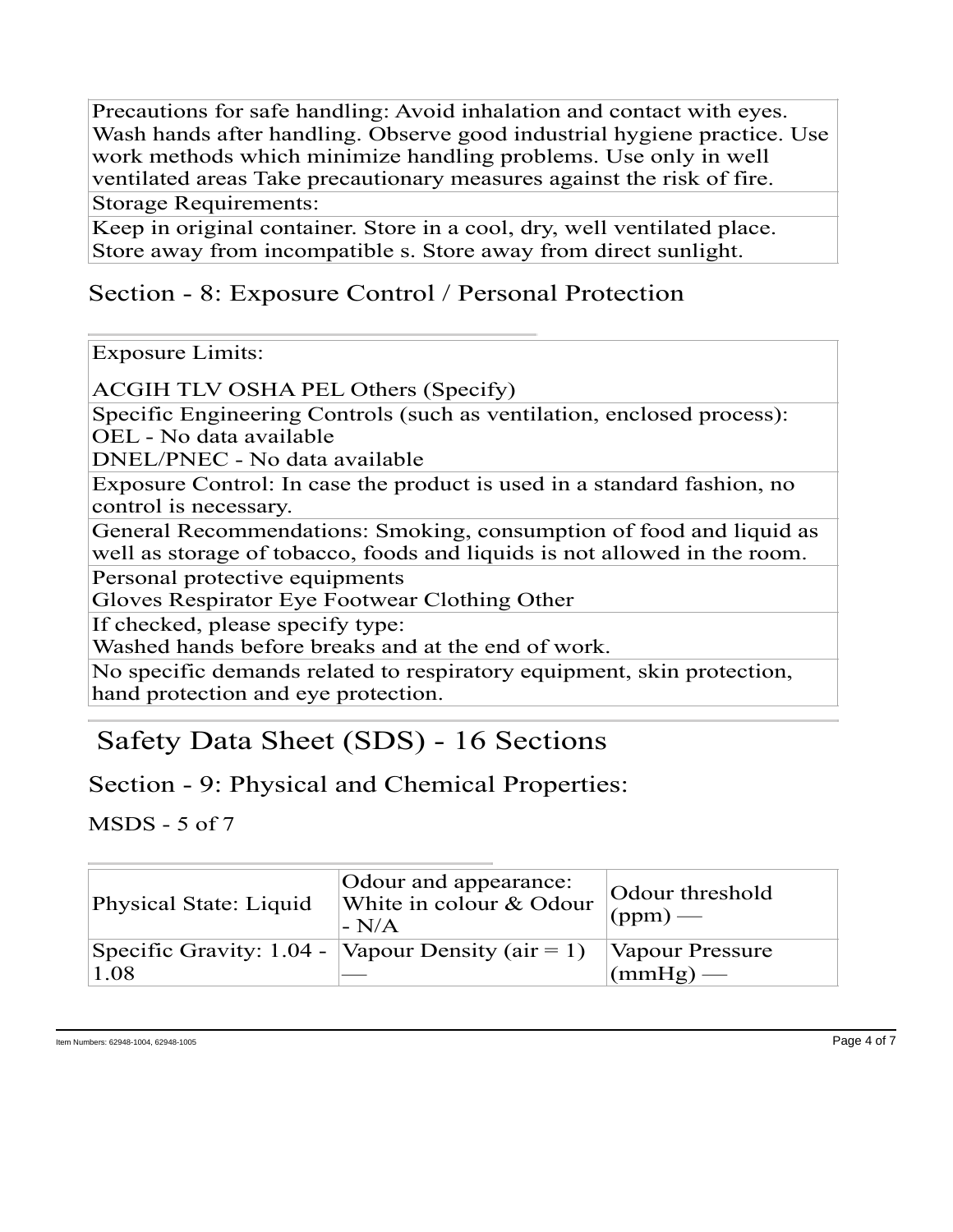| |
|---|
| Precautions for safe handling: Avoid inhalation and contact with eyes. Wash hands after handling. Observe good industrial hygiene practice. Use work methods which minimize handling problems. Use only in well ventilated areas Take precautionary measures against the risk of fire. |
| Storage Requirements: |
| Keep in original container. Store in a cool, dry, well ventilated place. Store away from incompatible s. Store away from direct sunlight. |

## Section - 8: Exposure Control / Personal Protection

| |
|---|
| Exposure Limits:<br><br>ACGIH TLV OSHA PEL Others (Specify) |
| Specific Engineering Controls (such as ventilation, enclosed process):<br>OEL - No data available<br>DNEL/PNEC - No data available |
| Exposure Control: In case the product is used in a standard fashion, no control is necessary. |
| General Recommendations: Smoking, consumption of food and liquid as well as storage of tobacco, foods and liquids is not allowed in the room. |
| Personal protective equipments<br>Gloves Respirator Eye Footwear Clothing Other |
| If checked, please specify type:<br>Washed hands before breaks and at the end of work. |
| No specific demands related to respiratory equipment, skin protection, hand protection and eye protection. |

# Safety Data Sheet (SDS) - 16 Sections

## Section - 9: Physical and Chemical Properties:

MSDS - 5 of 7

| | | |
|---|---|---|
| Physical State: Liquid | Odour and appearance: White in colour & Odour - N/A | Odour threshold (ppm) — |
| Specific Gravity: 1.04 - 1.08 | Vapour Density (air = 1) — | Vapour Pressure (mmHg) — |

Item Numbers: 62948-1004, 62948-1005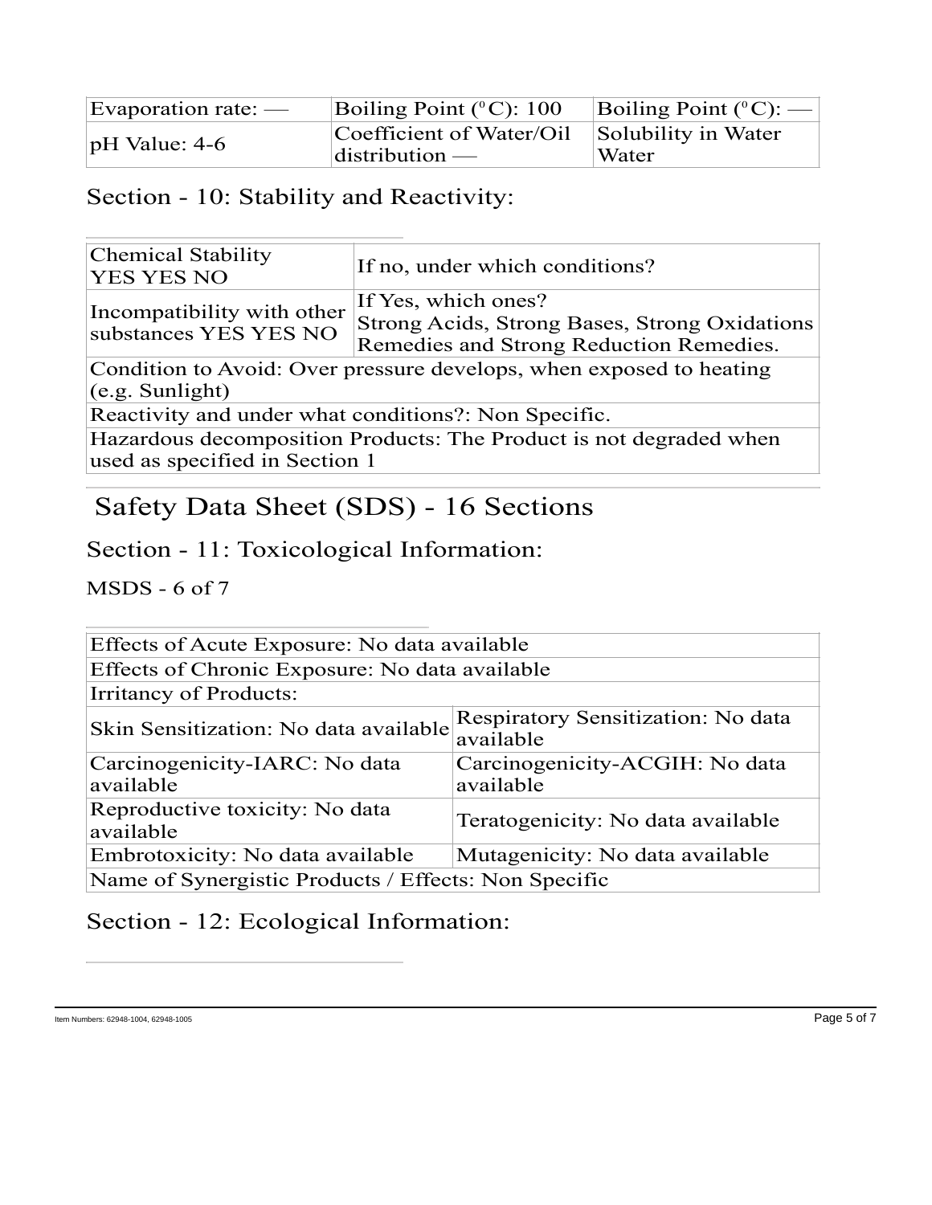| | | |
|---|---|---|
| Evaporation rate: — | Boiling Point (⁰C): 100 | Boiling Point (⁰C): — |
| pH Value: 4-6 | Coefficient of Water/Oil distribution — | Solubility in Water Water |

## Section - 10: Stability and Reactivity:

| | |
|---|---|
| Chemical Stability YES YES NO | If no, under which conditions? |
| Incompatibility with other substances YES YES NO | If Yes, which ones? Strong Acids, Strong Bases, Strong Oxidations Remedies and Strong Reduction Remedies. |
| Condition to Avoid: Over pressure develops, when exposed to heating (e.g. Sunlight) | |
| Reactivity and under what conditions?: Non Specific. | |
| Hazardous decomposition Products: The Product is not degraded when used as specified in Section 1 | |

# Safety Data Sheet (SDS) - 16 Sections

## Section - 11: Toxicological Information:

MSDS - 6 of 7

| | |
|---|---|
| Effects of Acute Exposure: No data available | |
| Effects of Chronic Exposure: No data available | |
| Irritancy of Products: | |
| Skin Sensitization: No data available | Respiratory Sensitization: No data available |
| Carcinogenicity-IARC: No data available | Carcinogenicity-ACGIH: No data available |
| Reproductive toxicity: No data available | Teratogenicity: No data available |
| Embrotoxicity: No data available | Mutagenicity: No data available |
| Name of Synergistic Products / Effects: Non Specific | |

## Section - 12: Ecological Information: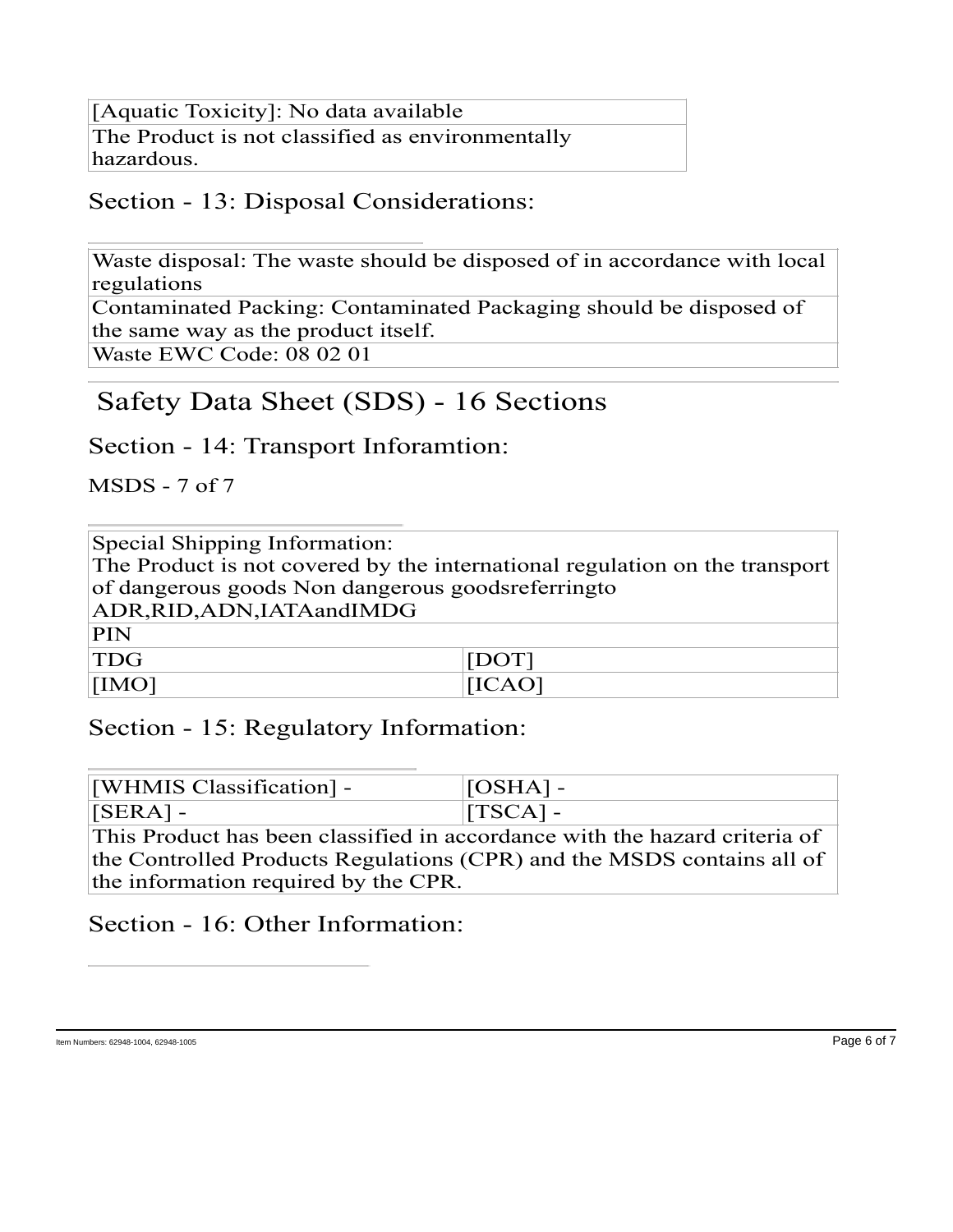| |
|---|
| [Aquatic Toxicity]: No data available |
| The Product is not classified as environmentally hazardous. |

## Section - 13: Disposal Considerations:

| |
|---|
| Waste disposal: The waste should be disposed of in accordance with local regulations |
| Contaminated Packing: Contaminated Packaging should be disposed of the same way as the product itself. |
| Waste EWC Code: 08 02 01 |

# Safety Data Sheet (SDS) - 16 Sections

## Section - 14: Transport Inforamtion:

MSDS - 7 of 7

| | |
|---|---|
| Special Shipping Information: The Product is not covered by the international regulation on the transport of dangerous goods Non dangerous goodsreferringto ADR,RID,ADN,IATAandIMDG | |
| PIN | |
| TDG | [DOT] |
| [IMO] | [ICAO] |

## Section - 15: Regulatory Information:

| | |
|---|---|
| [WHMIS Classification] - | [OSHA] - |
| [SERA] - | [TSCA] - |
| This Product has been classified in accordance with the hazard criteria of the Controlled Products Regulations (CPR) and the MSDS contains all of the information required by the CPR. | |

## Section - 16: Other Information:

Item Numbers: 62948-1004, 62948-1005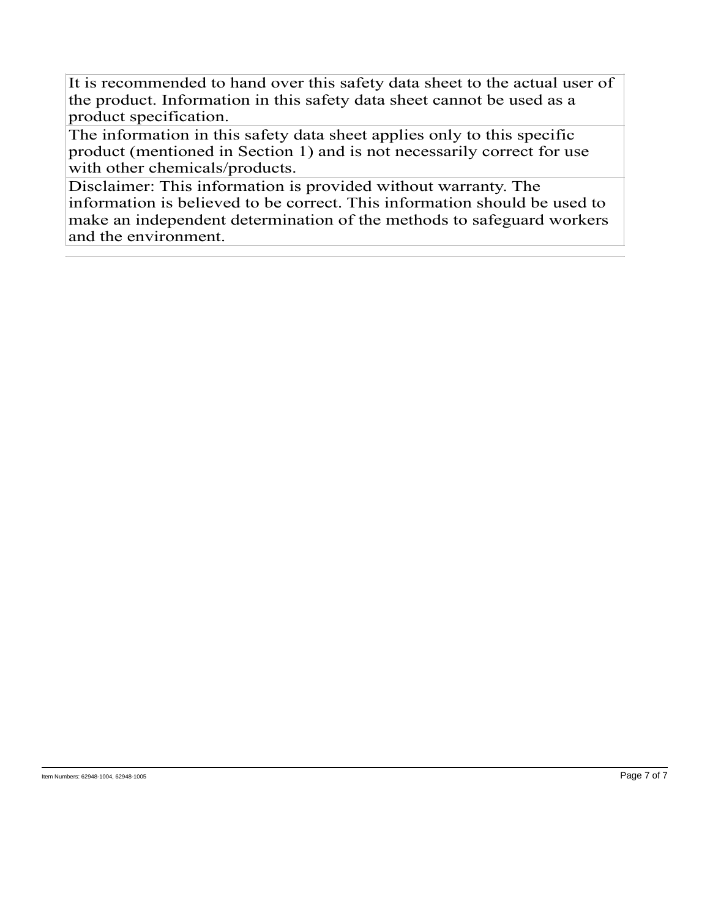| |
|---|
| It is recommended to hand over this safety data sheet to the actual user of the product. Information in this safety data sheet cannot be used as a product specification. |
| The information in this safety data sheet applies only to this specific product (mentioned in Section 1) and is not necessarily correct for use with other chemicals/products. |
| Disclaimer: This information is provided without warranty. The information is believed to be correct. This information should be used to make an independent determination of the methods to safeguard workers and the environment. |